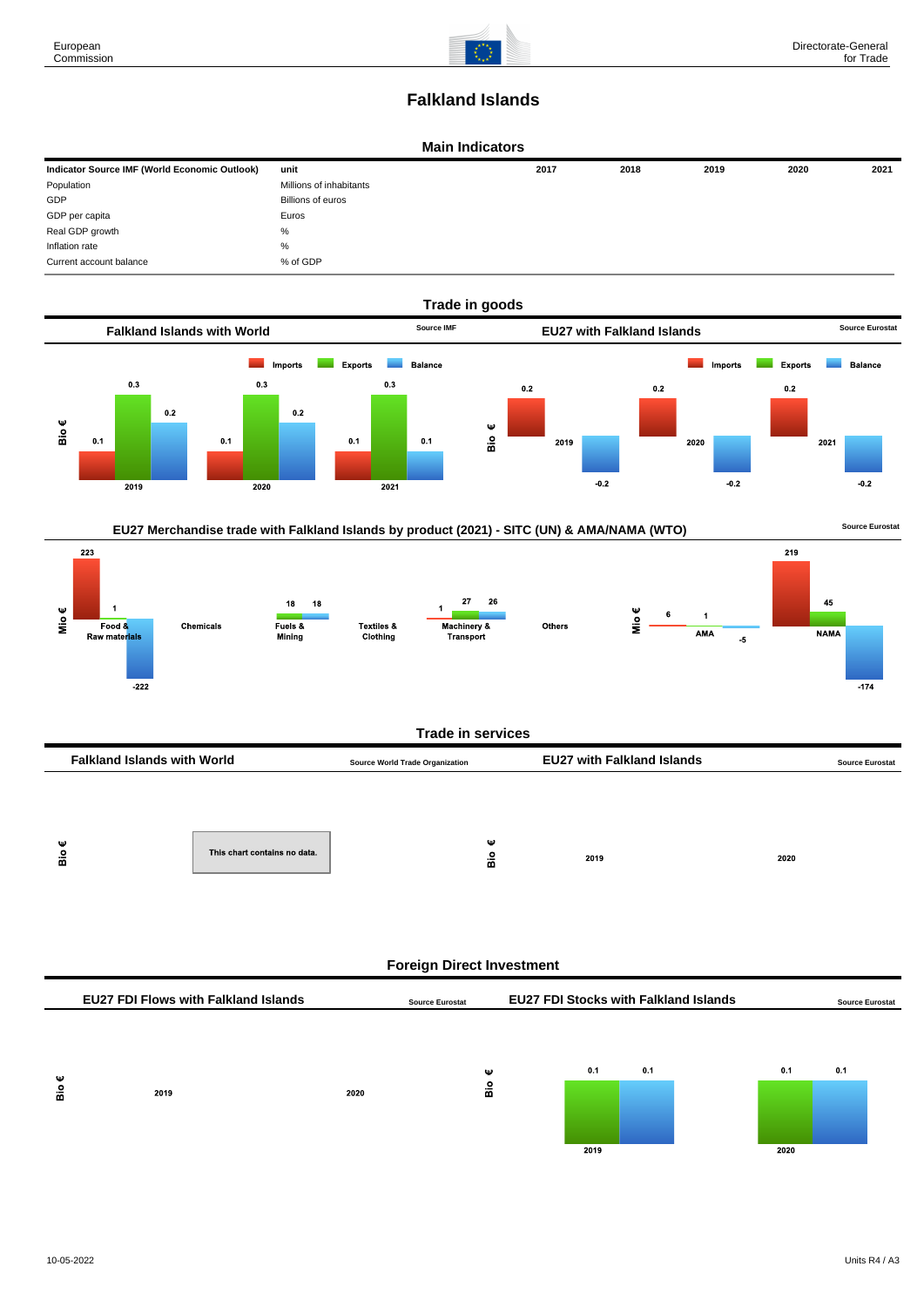# Falkland Islands

## Main Indicators

| Indicator Source IMF (World Economic Outlook) | unit | 2017 | 2018 | 2019 | 2020 | 2021 |
|---|---|---|---|---|---|---|
| Population | Millions of inhabitants | | | | | |
| GDP | Billions of euros | | | | | |
| GDP per capita | Euros | | | | | |
| Real GDP growth | % | | | | | |
| Inflation rate | % | | | | | |
| Current account balance | % of GDP | | | | | |

## Trade in goods

### Falkland Islands with World

Source IMF

Bio €

| | Imports | Exports | Balance |
|---|---|---|---|
| 2019 | 0.1 | 0.3 | 0.2 |
| 2020 | 0.1 | 0.3 | 0.2 |
| 2021 | 0.1 | 0.3 | 0.1 |

### EU27 with Falkland Islands

Source Eurostat

Bio €

| | Imports | Exports | Balance |
|---|---|---|---|
| 2019 | 0.2 | | -0.2 |
| 2020 | 0.2 | | -0.2 |
| 2021 | 0.2 | | -0.2 |

### EU27 Merchandise trade with Falkland Islands by product (2021) - SITC (UN) & AMA/NAMA (WTO)

Source Eurostat

Mio €

| | Imports | Exports | Balance |
|---|---|---|---|
| Food & Raw materials | 223 | 1 | -222 |
| Chemicals | | | |
| Fuels & Mining | | 18 | 18 |
| Textiles & Clothing | | | |
| Machinery & Transport | 1 | 27 | 26 |
| Others | | | |

Mio €

| | Imports | Exports | Balance |
|---|---|---|---|
| AMA | 6 | 1 | -5 |
| NAMA | 219 | 45 | -174 |

## Trade in services

### Falkland Islands with World

Source World Trade Organization

Bio €

This chart contains no data.

### EU27 with Falkland Islands

Source Eurostat

Bio €

2019 2020

## Foreign Direct Investment

### EU27 FDI Flows with Falkland Islands

Source Eurostat

Bio €

2019 2020

### EU27 FDI Stocks with Falkland Islands

Source Eurostat

Bio €

| | | |
|---|---|---|
| 2019 | 0.1 | 0.1 |
| 2020 | 0.1 | 0.1 |

10-05-2022

Units R4 / A3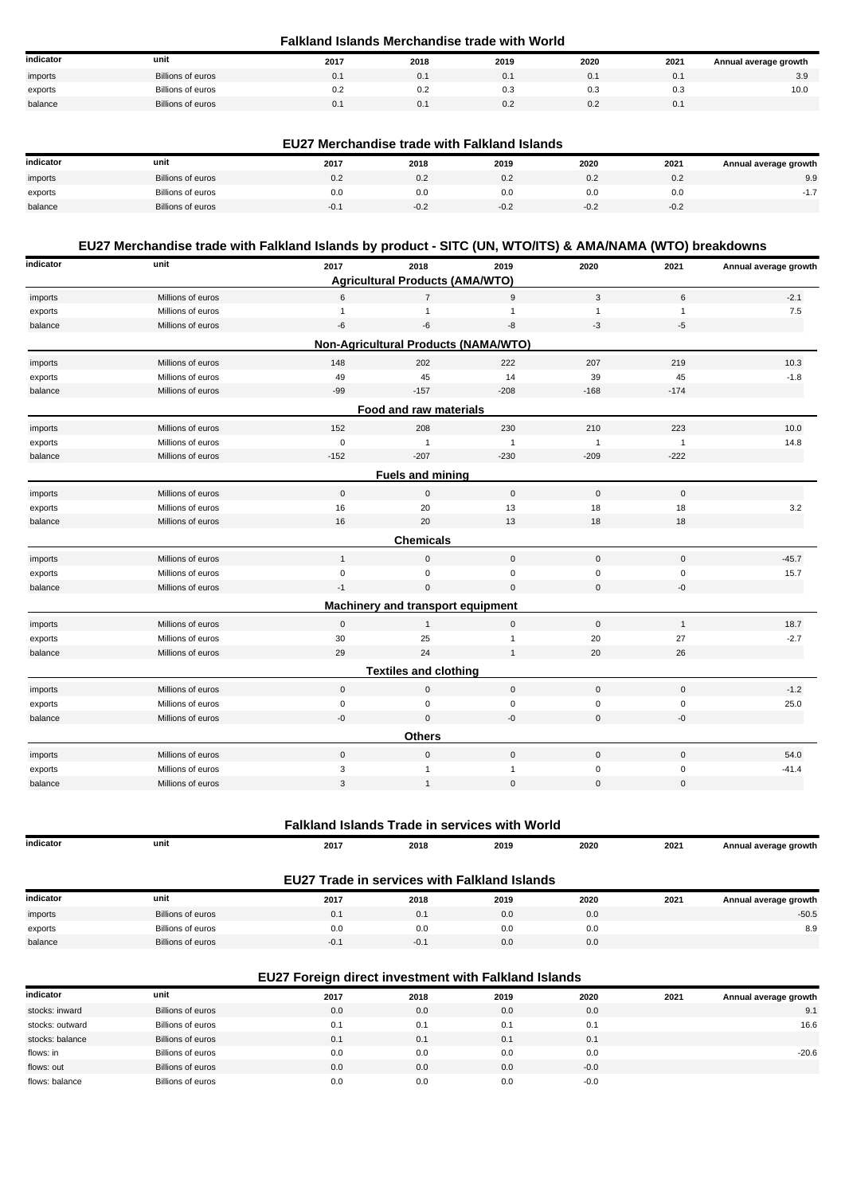### Falkland Islands Merchandise trade with World

| indicator | unit | 2017 | 2018 | 2019 | 2020 | 2021 | Annual average growth |
|---|---|---|---|---|---|---|---|
| imports | Billions of euros | 0.1 | 0.1 | 0.1 | 0.1 | 0.1 | 3.9 |
| exports | Billions of euros | 0.2 | 0.2 | 0.3 | 0.3 | 0.3 | 10.0 |
| balance | Billions of euros | 0.1 | 0.1 | 0.2 | 0.2 | 0.1 | |

### EU27 Merchandise trade with Falkland Islands

| indicator | unit | 2017 | 2018 | 2019 | 2020 | 2021 | Annual average growth |
|---|---|---|---|---|---|---|---|
| imports | Billions of euros | 0.2 | 0.2 | 0.2 | 0.2 | 0.2 | 9.9 |
| exports | Billions of euros | 0.0 | 0.0 | 0.0 | 0.0 | 0.0 | -1.7 |
| balance | Billions of euros | -0.1 | -0.2 | -0.2 | -0.2 | -0.2 | |

### EU27 Merchandise trade with Falkland Islands by product - SITC (UN, WTO/ITS) & AMA/NAMA (WTO) breakdowns

| indicator | unit | 2017 | 2018 | 2019 | 2020 | 2021 | Annual average growth |
|---|---|---|---|---|---|---|---|
| **Agricultural Products (AMA/WTO)** | | | | | | | |
| imports | Millions of euros | 6 | 7 | 9 | 3 | 6 | -2.1 |
| exports | Millions of euros | 1 | 1 | 1 | 1 | 1 | 7.5 |
| balance | Millions of euros | -6 | -6 | -8 | -3 | -5 | |
| **Non-Agricultural Products (NAMA/WTO)** | | | | | | | |
| imports | Millions of euros | 148 | 202 | 222 | 207 | 219 | 10.3 |
| exports | Millions of euros | 49 | 45 | 14 | 39 | 45 | -1.8 |
| balance | Millions of euros | -99 | -157 | -208 | -168 | -174 | |
| **Food and raw materials** | | | | | | | |
| imports | Millions of euros | 152 | 208 | 230 | 210 | 223 | 10.0 |
| exports | Millions of euros | 0 | 1 | 1 | 1 | 1 | 14.8 |
| balance | Millions of euros | -152 | -207 | -230 | -209 | -222 | |
| **Fuels and mining** | | | | | | | |
| imports | Millions of euros | 0 | 0 | 0 | 0 | 0 | |
| exports | Millions of euros | 16 | 20 | 13 | 18 | 18 | 3.2 |
| balance | Millions of euros | 16 | 20 | 13 | 18 | 18 | |
| **Chemicals** | | | | | | | |
| imports | Millions of euros | 1 | 0 | 0 | 0 | 0 | -45.7 |
| exports | Millions of euros | 0 | 0 | 0 | 0 | 0 | 15.7 |
| balance | Millions of euros | -1 | 0 | 0 | 0 | -0 | |
| **Machinery and transport equipment** | | | | | | | |
| imports | Millions of euros | 0 | 1 | 0 | 0 | 1 | 18.7 |
| exports | Millions of euros | 30 | 25 | 1 | 20 | 27 | -2.7 |
| balance | Millions of euros | 29 | 24 | 1 | 20 | 26 | |
| **Textiles and clothing** | | | | | | | |
| imports | Millions of euros | 0 | 0 | 0 | 0 | 0 | -1.2 |
| exports | Millions of euros | 0 | 0 | 0 | 0 | 0 | 25.0 |
| balance | Millions of euros | -0 | 0 | -0 | 0 | -0 | |
| **Others** | | | | | | | |
| imports | Millions of euros | 0 | 0 | 0 | 0 | 0 | 54.0 |
| exports | Millions of euros | 3 | 1 | 1 | 0 | 0 | -41.4 |
| balance | Millions of euros | 3 | 1 | 0 | 0 | 0 | |

### Falkland Islands Trade in services with World

| indicator | unit | 2017 | 2018 | 2019 | 2020 | 2021 | Annual average growth |
|---|---|---|---|---|---|---|---|

### EU27 Trade in services with Falkland Islands

| indicator | unit | 2017 | 2018 | 2019 | 2020 | 2021 | Annual average growth |
|---|---|---|---|---|---|---|---|
| imports | Billions of euros | 0.1 | 0.1 | 0.0 | 0.0 | | -50.5 |
| exports | Billions of euros | 0.0 | 0.0 | 0.0 | 0.0 | | 8.9 |
| balance | Billions of euros | -0.1 | -0.1 | 0.0 | 0.0 | | |

### EU27 Foreign direct investment with Falkland Islands

| indicator | unit | 2017 | 2018 | 2019 | 2020 | 2021 | Annual average growth |
|---|---|---|---|---|---|---|---|
| stocks: inward | Billions of euros | 0.0 | 0.0 | 0.0 | 0.0 | | 9.1 |
| stocks: outward | Billions of euros | 0.1 | 0.1 | 0.1 | 0.1 | | 16.6 |
| stocks: balance | Billions of euros | 0.1 | 0.1 | 0.1 | 0.1 | | |
| flows: in | Billions of euros | 0.0 | 0.0 | 0.0 | 0.0 | | -20.6 |
| flows: out | Billions of euros | 0.0 | 0.0 | 0.0 | -0.0 | | |
| flows: balance | Billions of euros | 0.0 | 0.0 | 0.0 | -0.0 | | |